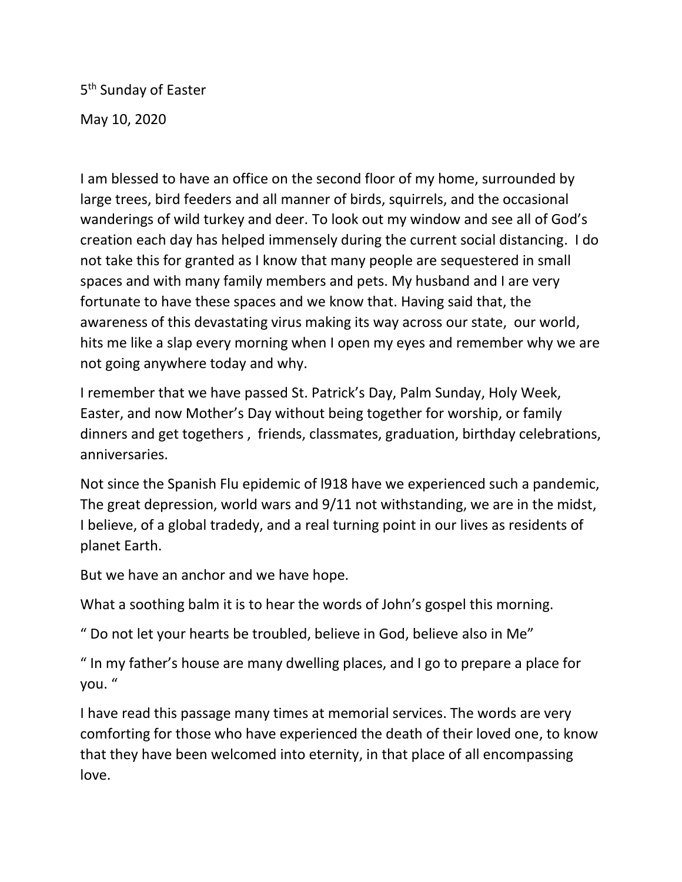5th Sunday of Easter

May 10, 2020

I am blessed to have an office on the second floor of my home, surrounded by large trees, bird feeders and all manner of birds, squirrels, and the occasional wanderings of wild turkey and deer. To look out my window and see all of God's creation each day has helped immensely during the current social distancing. I do not take this for granted as I know that many people are sequestered in small spaces and with many family members and pets. My husband and I are very fortunate to have these spaces and we know that. Having said that, the awareness of this devastating virus making its way across our state, our world, hits me like a slap every morning when I open my eyes and remember why we are not going anywhere today and why.

I remember that we have passed St. Patrick's Day, Palm Sunday, Holy Week, Easter, and now Mother's Day without being together for worship, or family dinners and get togethers , friends, classmates, graduation, birthday celebrations, anniversaries.

Not since the Spanish Flu epidemic of l918 have we experienced such a pandemic, The great depression, world wars and 9/11 not withstanding, we are in the midst, I believe, of a global tradedy, and a real turning point in our lives as residents of planet Earth.

But we have an anchor and we have hope.

What a soothing balm it is to hear the words of John's gospel this morning.

" Do not let your hearts be troubled, believe in God, believe also in Me"

" In my father's house are many dwelling places, and I go to prepare a place for you. "

I have read this passage many times at memorial services. The words are very comforting for those who have experienced the death of their loved one, to know that they have been welcomed into eternity, in that place of all encompassing love.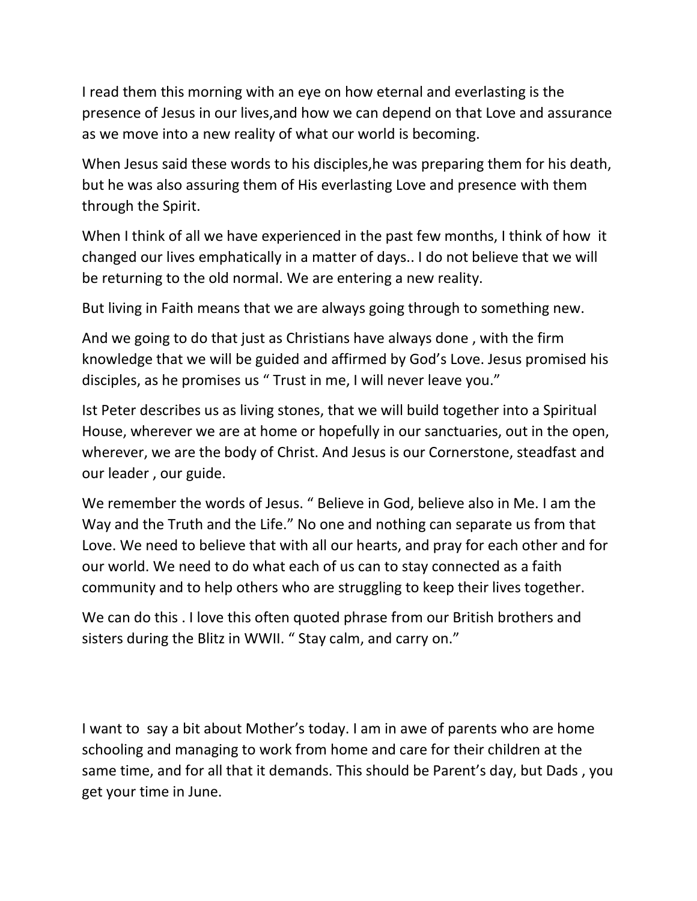I read them this morning with an eye on how eternal and everlasting is the presence of Jesus in our lives,and how we can depend on that Love and assurance as we move into a new reality of what our world is becoming.

When Jesus said these words to his disciples,he was preparing them for his death, but he was also assuring them of His everlasting Love and presence with them through the Spirit.

When I think of all we have experienced in the past few months, I think of how it changed our lives emphatically in a matter of days.. I do not believe that we will be returning to the old normal. We are entering a new reality.

But living in Faith means that we are always going through to something new.

And we going to do that just as Christians have always done , with the firm knowledge that we will be guided and affirmed by God's Love. Jesus promised his disciples, as he promises us " Trust in me, I will never leave you."

Ist Peter describes us as living stones, that we will build together into a Spiritual House, wherever we are at home or hopefully in our sanctuaries, out in the open, wherever, we are the body of Christ. And Jesus is our Cornerstone, steadfast and our leader , our guide.

We remember the words of Jesus. " Believe in God, believe also in Me. I am the Way and the Truth and the Life." No one and nothing can separate us from that Love. We need to believe that with all our hearts, and pray for each other and for our world. We need to do what each of us can to stay connected as a faith community and to help others who are struggling to keep their lives together.

We can do this . I love this often quoted phrase from our British brothers and sisters during the Blitz in WWII. " Stay calm, and carry on."

I want to say a bit about Mother's today. I am in awe of parents who are home schooling and managing to work from home and care for their children at the same time, and for all that it demands. This should be Parent's day, but Dads , you get your time in June.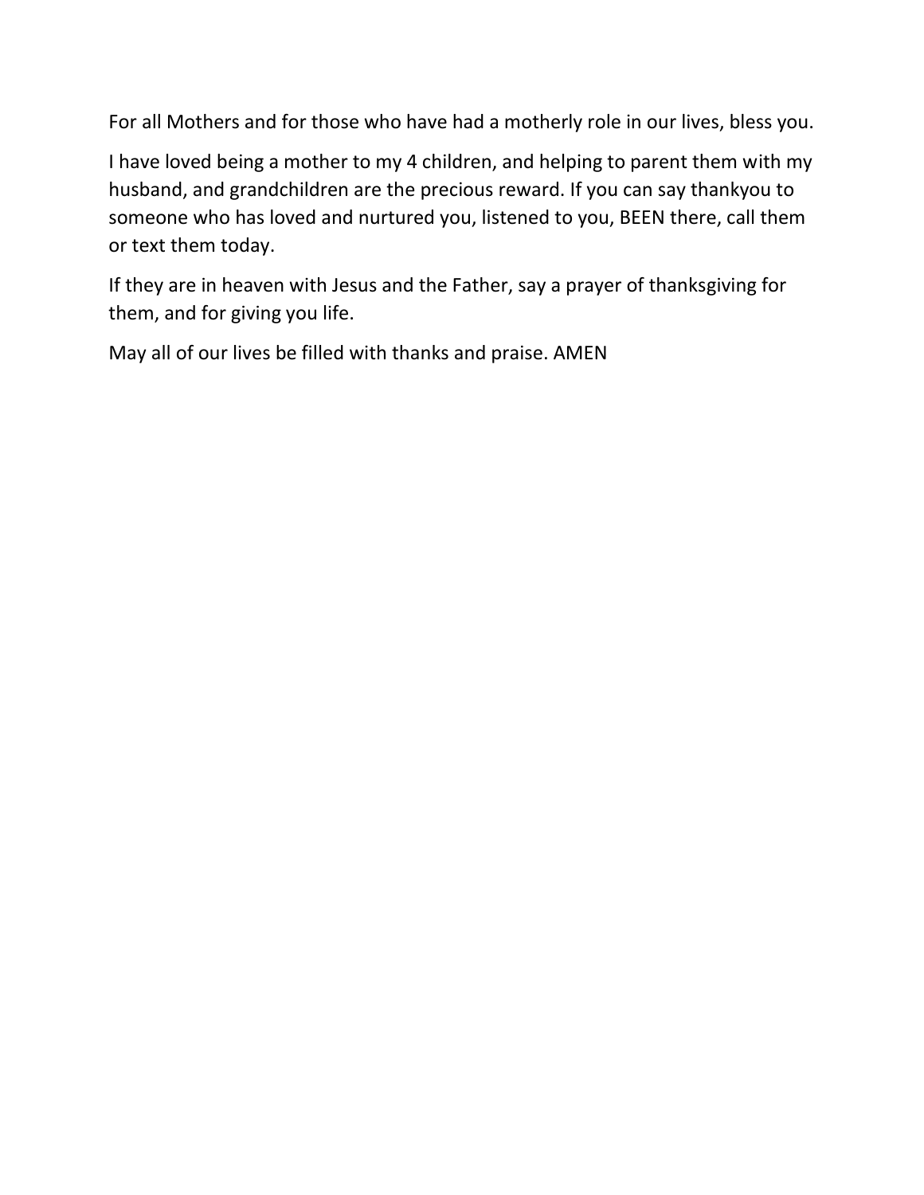For all Mothers and for those who have had a motherly role in our lives, bless you.

I have loved being a mother to my 4 children, and helping to parent them with my husband, and grandchildren are the precious reward. If you can say thankyou to someone who has loved and nurtured you, listened to you, BEEN there, call them or text them today.

If they are in heaven with Jesus and the Father, say a prayer of thanksgiving for them, and for giving you life.

May all of our lives be filled with thanks and praise. AMEN